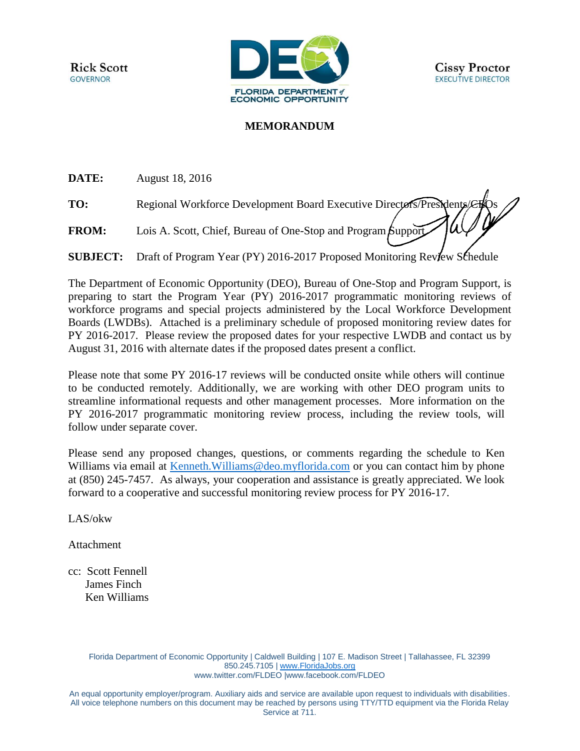**Rick Scott**
GOVERNOR

FLORIDA DEPARTMENT of ECONOMIC OPPORTUNITY

**Cissy Proctor**
EXECUTIVE DIRECTOR

# MEMORANDUM

**DATE:** August 18, 2016

**TO:** Regional Workforce Development Board Executive Directors/Presidents/CEOs

**FROM:** Lois A. Scott, Chief, Bureau of One-Stop and Program Support

**SUBJECT:** Draft of Program Year (PY) 2016-2017 Proposed Monitoring Review Schedule

The Department of Economic Opportunity (DEO), Bureau of One-Stop and Program Support, is preparing to start the Program Year (PY) 2016-2017 programmatic monitoring reviews of workforce programs and special projects administered by the Local Workforce Development Boards (LWDBs). Attached is a preliminary schedule of proposed monitoring review dates for PY 2016-2017. Please review the proposed dates for your respective LWDB and contact us by August 31, 2016 with alternate dates if the proposed dates present a conflict.

Please note that some PY 2016-17 reviews will be conducted onsite while others will continue to be conducted remotely. Additionally, we are working with other DEO program units to streamline informational requests and other management processes. More information on the PY 2016-2017 programmatic monitoring review process, including the review tools, will follow under separate cover.

Please send any proposed changes, questions, or comments regarding the schedule to Ken Williams via email at Kenneth.Williams@deo.myflorida.com or you can contact him by phone at (850) 245-7457. As always, your cooperation and assistance is greatly appreciated. We look forward to a cooperative and successful monitoring review process for PY 2016-17.

LAS/okw

Attachment

cc: Scott Fennell
James Finch
Ken Williams

Florida Department of Economic Opportunity | Caldwell Building | 107 E. Madison Street | Tallahassee, FL 32399
850.245.7105 | www.FloridaJobs.org
www.twitter.com/FLDEO |www.facebook.com/FLDEO

An equal opportunity employer/program. Auxiliary aids and service are available upon request to individuals with disabilities. All voice telephone numbers on this document may be reached by persons using TTY/TTD equipment via the Florida Relay Service at 711.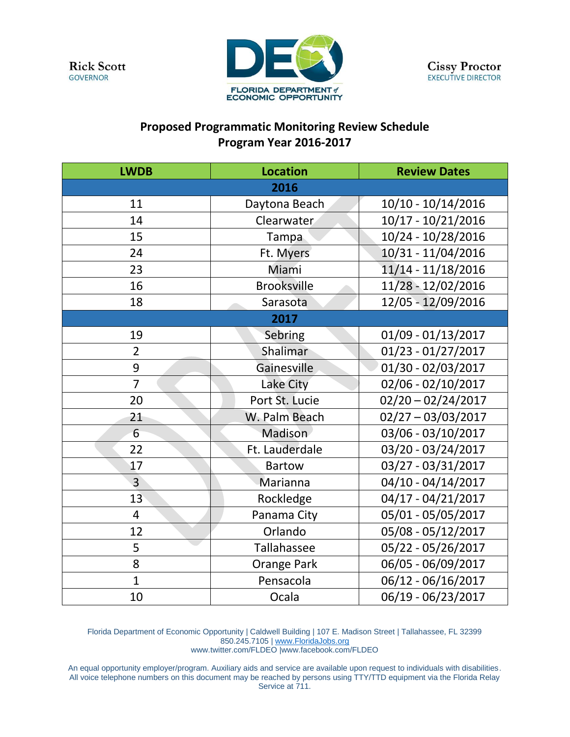Rick Scott
GOVERNOR

FLORIDA DEPARTMENT of ECONOMIC OPPORTUNITY

Cissy Proctor
EXECUTIVE DIRECTOR

## Proposed Programmatic Monitoring Review Schedule
## Program Year 2016-2017

| LWDB | Location | Review Dates |
|---|---|---|
| **2016** | | |
| 11 | Daytona Beach | 10/10 - 10/14/2016 |
| 14 | Clearwater | 10/17 - 10/21/2016 |
| 15 | Tampa | 10/24 - 10/28/2016 |
| 24 | Ft. Myers | 10/31 - 11/04/2016 |
| 23 | Miami | 11/14 - 11/18/2016 |
| 16 | Brooksville | 11/28 - 12/02/2016 |
| 18 | Sarasota | 12/05 - 12/09/2016 |
| **2017** | | |
| 19 | Sebring | 01/09 - 01/13/2017 |
| 2 | Shalimar | 01/23 - 01/27/2017 |
| 9 | Gainesville | 01/30 - 02/03/2017 |
| 7 | Lake City | 02/06 - 02/10/2017 |
| 20 | Port St. Lucie | 02/20 – 02/24/2017 |
| 21 | W. Palm Beach | 02/27 – 03/03/2017 |
| 6 | Madison | 03/06 - 03/10/2017 |
| 22 | Ft. Lauderdale | 03/20 - 03/24/2017 |
| 17 | Bartow | 03/27 - 03/31/2017 |
| 3 | Marianna | 04/10 - 04/14/2017 |
| 13 | Rockledge | 04/17 - 04/21/2017 |
| 4 | Panama City | 05/01 - 05/05/2017 |
| 12 | Orlando | 05/08 - 05/12/2017 |
| 5 | Tallahassee | 05/22 - 05/26/2017 |
| 8 | Orange Park | 06/05 - 06/09/2017 |
| 1 | Pensacola | 06/12 - 06/16/2017 |
| 10 | Ocala | 06/19 - 06/23/2017 |

Florida Department of Economic Opportunity | Caldwell Building | 107 E. Madison Street | Tallahassee, FL 32399
850.245.7105 | www.FloridaJobs.org
www.twitter.com/FLDEO |www.facebook.com/FLDEO

An equal opportunity employer/program. Auxiliary aids and service are available upon request to individuals with disabilities. All voice telephone numbers on this document may be reached by persons using TTY/TTD equipment via the Florida Relay Service at 711.